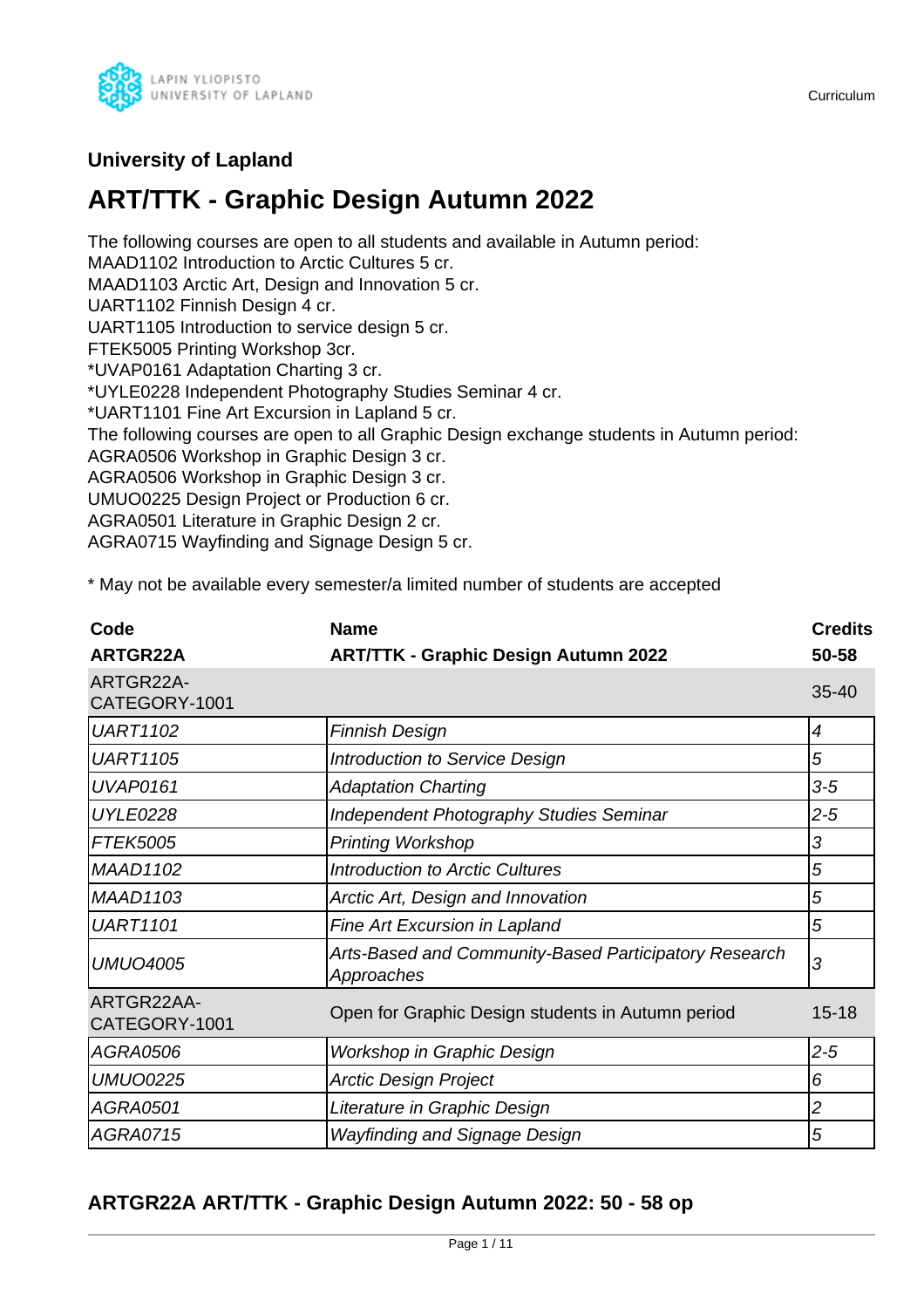University of Lapland

# ART/TTK - Graphic Design Autumn 2022

The following courses are open to all students and available in Autumn period:
MAAD1102 Introduction to Arctic Cultures 5 cr.
MAAD1103 Arctic Art, Design and Innovation 5 cr.
UART1102 Finnish Design 4 cr.
UART1105 Introduction to service design 5 cr.
FTEK5005 Printing Workshop 3cr.
*UVAP0161 Adaptation Charting 3 cr.
*UYLE0228 Independent Photography Studies Seminar 4 cr.
*UART1101 Fine Art Excursion in Lapland 5 cr.
The following courses are open to all Graphic Design exchange students in Autumn period:
AGRA0506 Workshop in Graphic Design 3 cr.
AGRA0506 Workshop in Graphic Design 3 cr.
UMUO0225 Design Project or Production 6 cr.
AGRA0501 Literature in Graphic Design 2 cr.
AGRA0715 Wayfinding and Signage Design 5 cr.

* May not be available every semester/a limited number of students are accepted

| Code | Name | Credits |
|---|---|---|
| **ARTGR22A** | **ART/TTK - Graphic Design Autumn 2022** | **50-58** |
| ARTGR22A-CATEGORY-1001 | | 35-40 |
| *UART1102* | *Finnish Design* | *4* |
| *UART1105* | *Introduction to Service Design* | *5* |
| *UVAP0161* | *Adaptation Charting* | *3-5* |
| *UYLE0228* | *Independent Photography Studies Seminar* | *2-5* |
| *FTEK5005* | *Printing Workshop* | *3* |
| *MAAD1102* | *Introduction to Arctic Cultures* | *5* |
| *MAAD1103* | *Arctic Art, Design and Innovation* | *5* |
| *UART1101* | *Fine Art Excursion in Lapland* | *5* |
| *UMUO4005* | *Arts-Based and Community-Based Participatory Research Approaches* | *3* |
| ARTGR22AA-CATEGORY-1001 | Open for Graphic Design students in Autumn period | 15-18 |
| *AGRA0506* | *Workshop in Graphic Design* | *2-5* |
| *UMUO0225* | *Arctic Design Project* | *6* |
| *AGRA0501* | *Literature in Graphic Design* | *2* |
| *AGRA0715* | *Wayfinding and Signage Design* | *5* |

## ARTGR22A ART/TTK - Graphic Design Autumn 2022: 50 - 58 op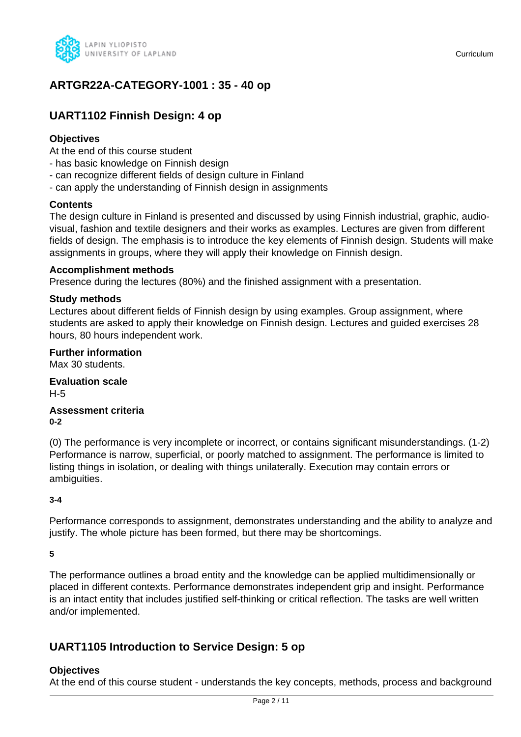## ARTGR22A-CATEGORY-1001 : 35 - 40 op

## UART1102 Finnish Design: 4 op

**Objectives**
At the end of this course student
- has basic knowledge on Finnish design
- can recognize different fields of design culture in Finland
- can apply the understanding of Finnish design in assignments

**Contents**
The design culture in Finland is presented and discussed by using Finnish industrial, graphic, audio-visual, fashion and textile designers and their works as examples. Lectures are given from different fields of design. The emphasis is to introduce the key elements of Finnish design. Students will make assignments in groups, where they will apply their knowledge on Finnish design.

**Accomplishment methods**
Presence during the lectures (80%) and the finished assignment with a presentation.

**Study methods**
Lectures about different fields of Finnish design by using examples. Group assignment, where students are asked to apply their knowledge on Finnish design. Lectures and guided exercises 28 hours, 80 hours independent work.

**Further information**
Max 30 students.

**Evaluation scale**
H-5

**Assessment criteria**

**0-2**

(0) The performance is very incomplete or incorrect, or contains significant misunderstandings. (1-2) Performance is narrow, superficial, or poorly matched to assignment. The performance is limited to listing things in isolation, or dealing with things unilaterally. Execution may contain errors or ambiguities.

**3-4**

Performance corresponds to assignment, demonstrates understanding and the ability to analyze and justify. The whole picture has been formed, but there may be shortcomings.

**5**

The performance outlines a broad entity and the knowledge can be applied multidimensionally or placed in different contexts. Performance demonstrates independent grip and insight. Performance is an intact entity that includes justified self-thinking or critical reflection. The tasks are well written and/or implemented.

## UART1105 Introduction to Service Design: 5 op

**Objectives**
At the end of this course student - understands the key concepts, methods, process and background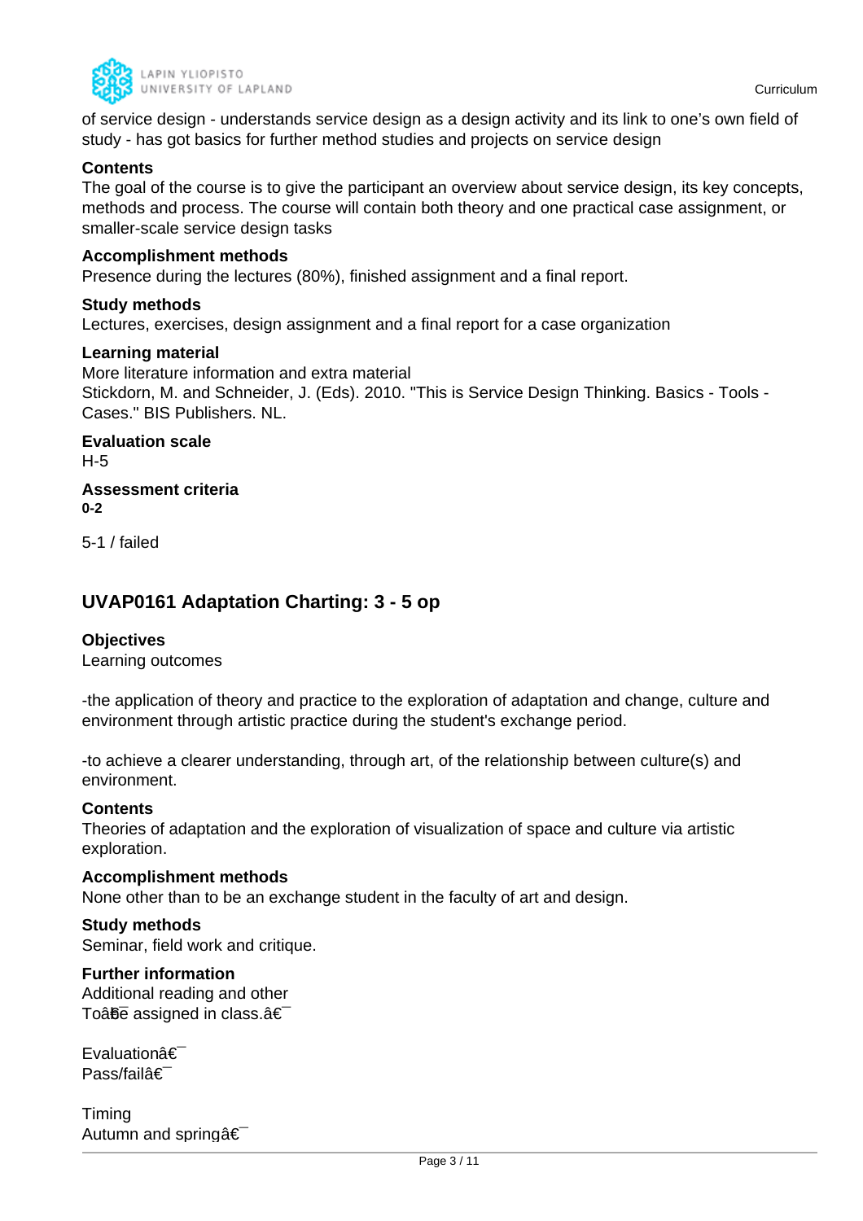of service design - understands service design as a design activity and its link to one's own field of study - has got basics for further method studies and projects on service design

**Contents**
The goal of the course is to give the participant an overview about service design, its key concepts, methods and process. The course will contain both theory and one practical case assignment, or smaller-scale service design tasks

**Accomplishment methods**
Presence during the lectures (80%), finished assignment and a final report.

**Study methods**
Lectures, exercises, design assignment and a final report for a case organization

**Learning material**
More literature information and extra material
Stickdorn, M. and Schneider, J. (Eds). 2010. "This is Service Design Thinking. Basics - Tools - Cases." BIS Publishers. NL.

**Evaluation scale**
H-5

**Assessment criteria**
**0-2**

5-1 / failed

## UVAP0161 Adaptation Charting: 3 - 5 op

**Objectives**
Learning outcomes

-the application of theory and practice to the exploration of adaptation and change, culture and environment through artistic practice during the student's exchange period.

-to achieve a clearer understanding, through art, of the relationship between culture(s) and environment.

**Contents**
Theories of adaptation and the exploration of visualization of space and culture via artistic exploration.

**Accomplishment methods**
None other than to be an exchange student in the faculty of art and design.

**Study methods**
Seminar, field work and critique.

**Further information**
Additional reading and other
Toâ€be assigned in class.â€¯

Evaluationâ€¯
Pass/failâ€¯

Timing
Autumn and springâ€¯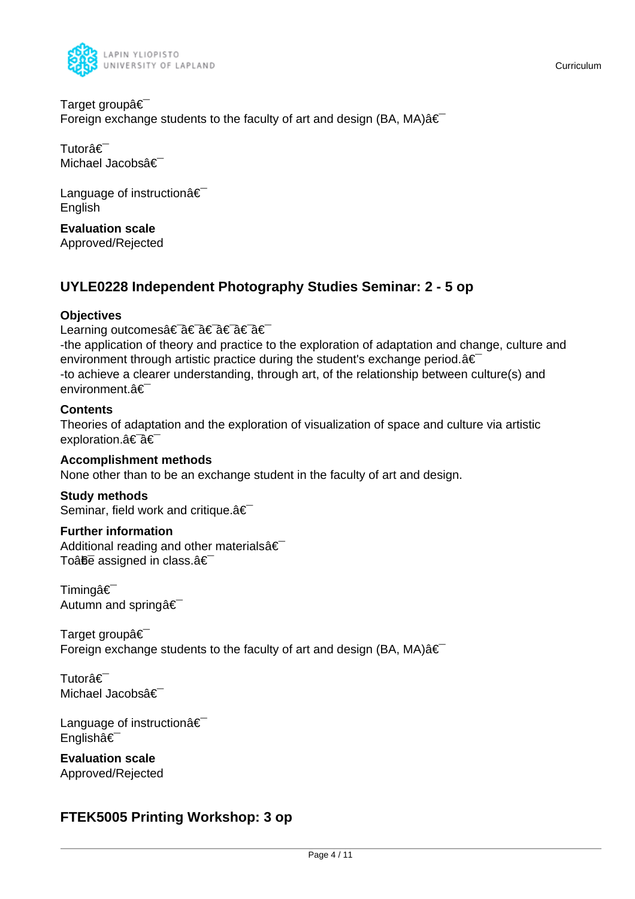Target groupâ€¯
Foreign exchange students to the faculty of art and design (BA, MA)â€¯

Tutorâ€¯
Michael Jacobsâ€¯

Language of instructionâ€¯
English

**Evaluation scale**
Approved/Rejected

## UYLE0228 Independent Photography Studies Seminar: 2 - 5 op

**Objectives**
Learning outcomesâ€¯â€¯â€¯â€¯â€¯â€¯
-the application of theory and practice to the exploration of adaptation and change, culture and environment through artistic practice during the student's exchange period.â€¯
-to achieve a clearer understanding, through art, of the relationship between culture(s) and environment.â€¯

**Contents**
Theories of adaptation and the exploration of visualization of space and culture via artistic exploration.â€¯â€¯

**Accomplishment methods**
None other than to be an exchange student in the faculty of art and design.

**Study methods**
Seminar, field work and critique.â€¯

**Further information**
Additional reading and other materialsâ€¯
Toâ€¯be assigned in class.â€¯

Timingâ€¯
Autumn and springâ€¯

Target groupâ€¯
Foreign exchange students to the faculty of art and design (BA, MA)â€¯

Tutorâ€¯
Michael Jacobsâ€¯

Language of instructionâ€¯
Englishâ€¯

**Evaluation scale**
Approved/Rejected

## FTEK5005 Printing Workshop: 3 op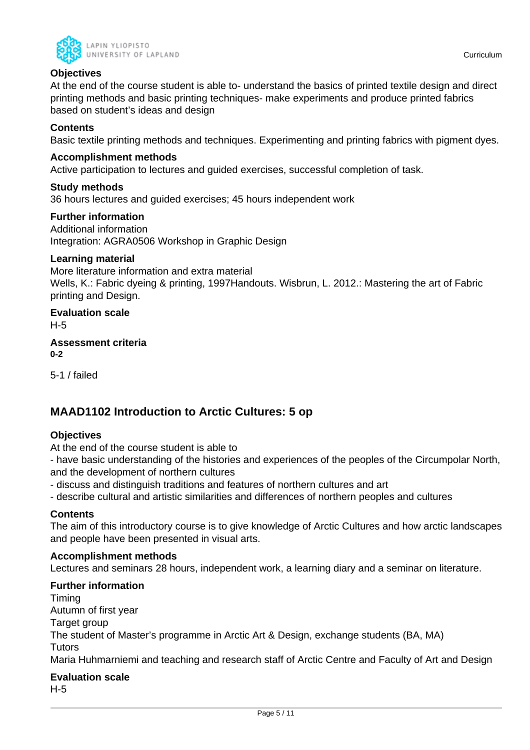### Objectives

At the end of the course student is able to- understand the basics of printed textile design and direct printing methods and basic printing techniques- make experiments and produce printed fabrics based on student's ideas and design

### Contents

Basic textile printing methods and techniques. Experimenting and printing fabrics with pigment dyes.

### Accomplishment methods

Active participation to lectures and guided exercises, successful completion of task.

### Study methods

36 hours lectures and guided exercises; 45 hours independent work

### Further information

Additional information
Integration: AGRA0506 Workshop in Graphic Design

### Learning material

More literature information and extra material
Wells, K.: Fabric dyeing & printing, 1997Handouts. Wisbrun, L. 2012.: Mastering the art of Fabric printing and Design.

### Evaluation scale

H-5

### Assessment criteria

**0-2**

5-1 / failed

## MAAD1102 Introduction to Arctic Cultures: 5 op

### Objectives

At the end of the course student is able to
- have basic understanding of the histories and experiences of the peoples of the Circumpolar North, and the development of northern cultures
- discuss and distinguish traditions and features of northern cultures and art
- describe cultural and artistic similarities and differences of northern peoples and cultures

### Contents

The aim of this introductory course is to give knowledge of Arctic Cultures and how arctic landscapes and people have been presented in visual arts.

### Accomplishment methods

Lectures and seminars 28 hours, independent work, a learning diary and a seminar on literature.

### Further information

Timing
Autumn of first year
Target group
The student of Master's programme in Arctic Art & Design, exchange students (BA, MA)
Tutors
Maria Huhmarniemi and teaching and research staff of Arctic Centre and Faculty of Art and Design

### Evaluation scale

H-5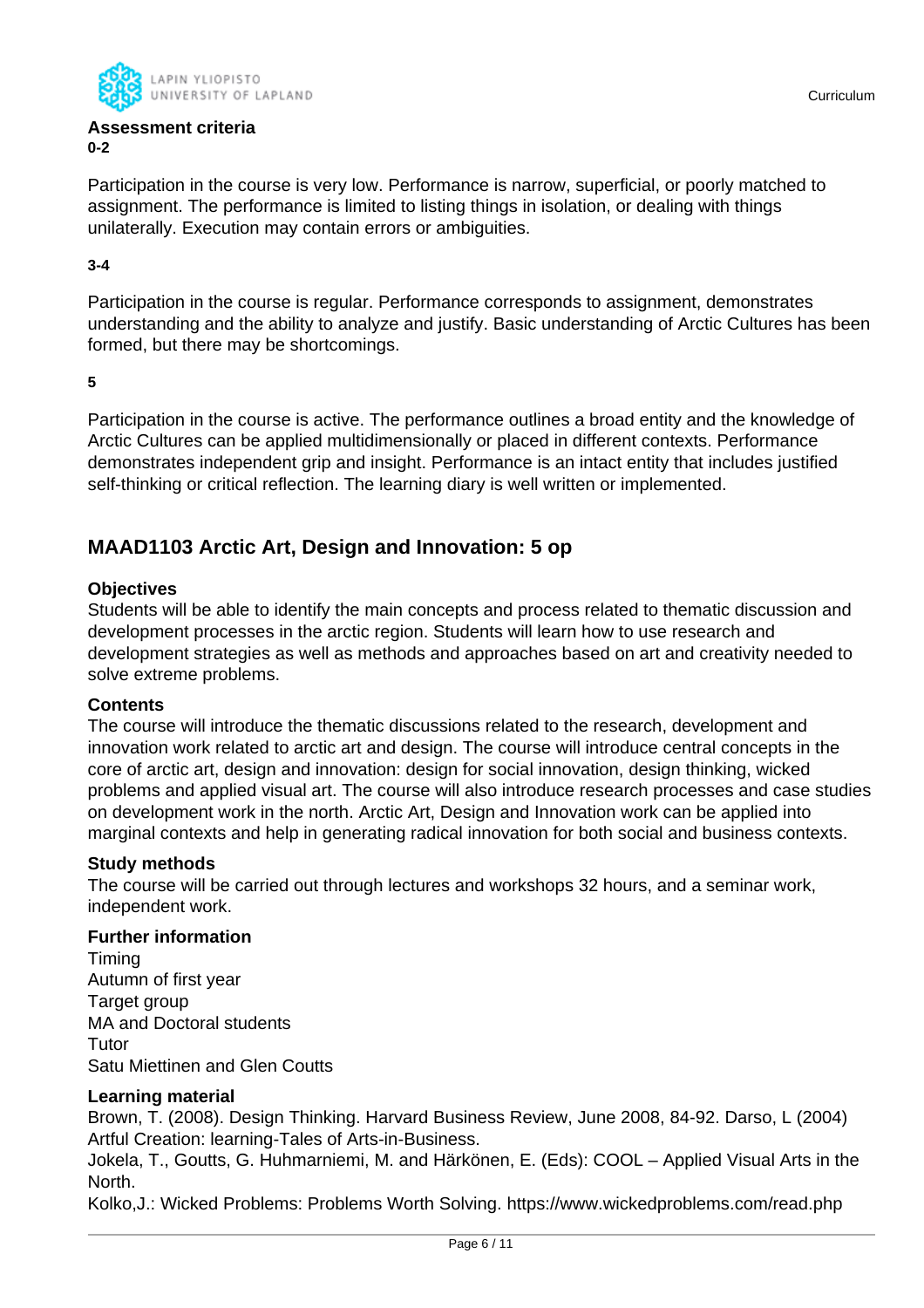**Assessment criteria**

**0-2**

Participation in the course is very low. Performance is narrow, superficial, or poorly matched to assignment. The performance is limited to listing things in isolation, or dealing with things unilaterally. Execution may contain errors or ambiguities.

**3-4**

Participation in the course is regular. Performance corresponds to assignment, demonstrates understanding and the ability to analyze and justify. Basic understanding of Arctic Cultures has been formed, but there may be shortcomings.

**5**

Participation in the course is active. The performance outlines a broad entity and the knowledge of Arctic Cultures can be applied multidimensionally or placed in different contexts. Performance demonstrates independent grip and insight. Performance is an intact entity that includes justified self-thinking or critical reflection. The learning diary is well written or implemented.

## MAAD1103 Arctic Art, Design and Innovation: 5 op

**Objectives**

Students will be able to identify the main concepts and process related to thematic discussion and development processes in the arctic region. Students will learn how to use research and development strategies as well as methods and approaches based on art and creativity needed to solve extreme problems.

**Contents**

The course will introduce the thematic discussions related to the research, development and innovation work related to arctic art and design. The course will introduce central concepts in the core of arctic art, design and innovation: design for social innovation, design thinking, wicked problems and applied visual art. The course will also introduce research processes and case studies on development work in the north. Arctic Art, Design and Innovation work can be applied into marginal contexts and help in generating radical innovation for both social and business contexts.

**Study methods**

The course will be carried out through lectures and workshops 32 hours, and a seminar work, independent work.

**Further information**

Timing  
Autumn of first year  
Target group  
MA and Doctoral students  
Tutor  
Satu Miettinen and Glen Coutts

**Learning material**

Brown, T. (2008). Design Thinking. Harvard Business Review, June 2008, 84-92. Darso, L (2004) Artful Creation: learning-Tales of Arts-in-Business.  
Jokela, T., Goutts, G. Huhmarniemi, M. and Härkönen, E. (Eds): COOL – Applied Visual Arts in the North.  
Kolko,J.: Wicked Problems: Problems Worth Solving. https://www.wickedproblems.com/read.php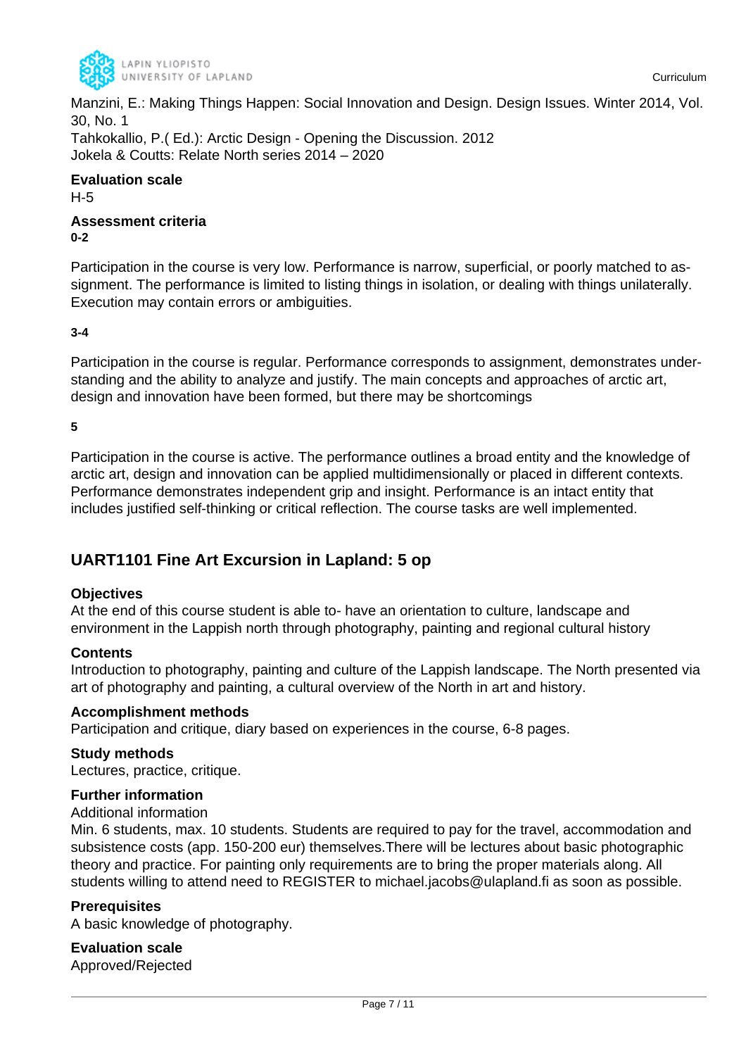Manzini, E.: Making Things Happen: Social Innovation and Design. Design Issues. Winter 2014, Vol. 30, No. 1
Tahkokallio, P.( Ed.): Arctic Design - Opening the Discussion. 2012
Jokela & Coutts: Relate North series 2014 – 2020

**Evaluation scale**
H-5

**Assessment criteria**
**0-2**

Participation in the course is very low. Performance is narrow, superficial, or poorly matched to assignment. The performance is limited to listing things in isolation, or dealing with things unilaterally. Execution may contain errors or ambiguities.

**3-4**

Participation in the course is regular. Performance corresponds to assignment, demonstrates understanding and the ability to analyze and justify. The main concepts and approaches of arctic art, design and innovation have been formed, but there may be shortcomings

**5**

Participation in the course is active. The performance outlines a broad entity and the knowledge of arctic art, design and innovation can be applied multidimensionally or placed in different contexts. Performance demonstrates independent grip and insight. Performance is an intact entity that includes justified self-thinking or critical reflection. The course tasks are well implemented.

## UART1101 Fine Art Excursion in Lapland: 5 op

**Objectives**
At the end of this course student is able to- have an orientation to culture, landscape and environment in the Lappish north through photography, painting and regional cultural history

**Contents**
Introduction to photography, painting and culture of the Lappish landscape. The North presented via art of photography and painting, a cultural overview of the North in art and history.

**Accomplishment methods**
Participation and critique, diary based on experiences in the course, 6-8 pages.

**Study methods**
Lectures, practice, critique.

**Further information**
Additional information
Min. 6 students, max. 10 students. Students are required to pay for the travel, accommodation and subsistence costs (app. 150-200 eur) themselves.There will be lectures about basic photographic theory and practice. For painting only requirements are to bring the proper materials along. All students willing to attend need to REGISTER to michael.jacobs@ulapland.fi as soon as possible.

**Prerequisites**
A basic knowledge of photography.

**Evaluation scale**
Approved/Rejected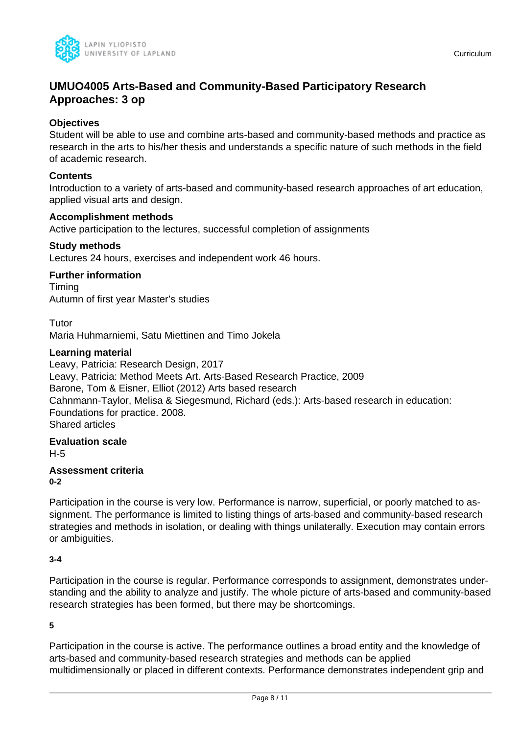## UMUO4005 Arts-Based and Community-Based Participatory Research Approaches: 3 op

**Objectives**

Student will be able to use and combine arts-based and community-based methods and practice as research in the arts to his/her thesis and understands a specific nature of such methods in the field of academic research.

**Contents**

Introduction to a variety of arts-based and community-based research approaches of art education, applied visual arts and design.

**Accomplishment methods**

Active participation to the lectures, successful completion of assignments

**Study methods**

Lectures 24 hours, exercises and independent work 46 hours.

**Further information**

Timing
Autumn of first year Master's studies

Tutor
Maria Huhmarniemi, Satu Miettinen and Timo Jokela

**Learning material**

Leavy, Patricia: Research Design, 2017
Leavy, Patricia: Method Meets Art. Arts-Based Research Practice, 2009
Barone, Tom & Eisner, Elliot (2012) Arts based research
Cahnmann-Taylor, Melisa & Siegesmund, Richard (eds.): Arts-based research in education: Foundations for practice. 2008.
Shared articles

**Evaluation scale**

H-5

**Assessment criteria**

**0-2**

Participation in the course is very low. Performance is narrow, superficial, or poorly matched to assignment. The performance is limited to listing things of arts-based and community-based research strategies and methods in isolation, or dealing with things unilaterally. Execution may contain errors or ambiguities.

**3-4**

Participation in the course is regular. Performance corresponds to assignment, demonstrates understanding and the ability to analyze and justify. The whole picture of arts-based and community-based research strategies has been formed, but there may be shortcomings.

**5**

Participation in the course is active. The performance outlines a broad entity and the knowledge of arts-based and community-based research strategies and methods can be applied multidimensionally or placed in different contexts. Performance demonstrates independent grip and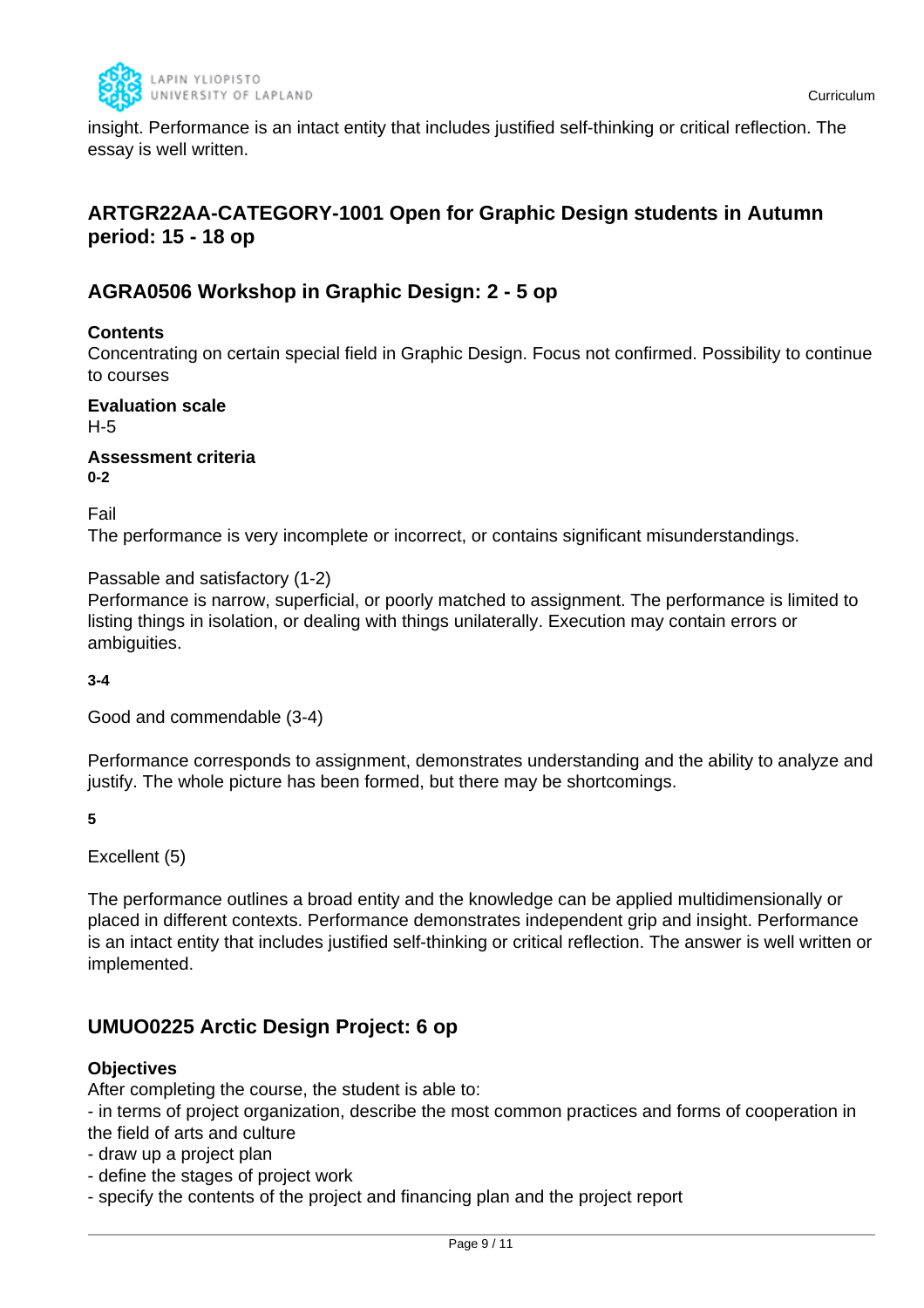insight. Performance is an intact entity that includes justified self-thinking or critical reflection. The essay is well written.

## ARTGR22AA-CATEGORY-1001 Open for Graphic Design students in Autumn period: 15 - 18 op

## AGRA0506 Workshop in Graphic Design: 2 - 5 op

**Contents**

Concentrating on certain special field in Graphic Design. Focus not confirmed. Possibility to continue to courses

**Evaluation scale**

H-5

**Assessment criteria**

**0-2**

Fail

The performance is very incomplete or incorrect, or contains significant misunderstandings.

Passable and satisfactory (1-2)

Performance is narrow, superficial, or poorly matched to assignment. The performance is limited to listing things in isolation, or dealing with things unilaterally. Execution may contain errors or ambiguities.

**3-4**

Good and commendable (3-4)

Performance corresponds to assignment, demonstrates understanding and the ability to analyze and justify. The whole picture has been formed, but there may be shortcomings.

**5**

Excellent (5)

The performance outlines a broad entity and the knowledge can be applied multidimensionally or placed in different contexts. Performance demonstrates independent grip and insight. Performance is an intact entity that includes justified self-thinking or critical reflection. The answer is well written or implemented.

## UMUO0225 Arctic Design Project: 6 op

**Objectives**

After completing the course, the student is able to:

- in terms of project organization, describe the most common practices and forms of cooperation in the field of arts and culture
- draw up a project plan
- define the stages of project work
- specify the contents of the project and financing plan and the project report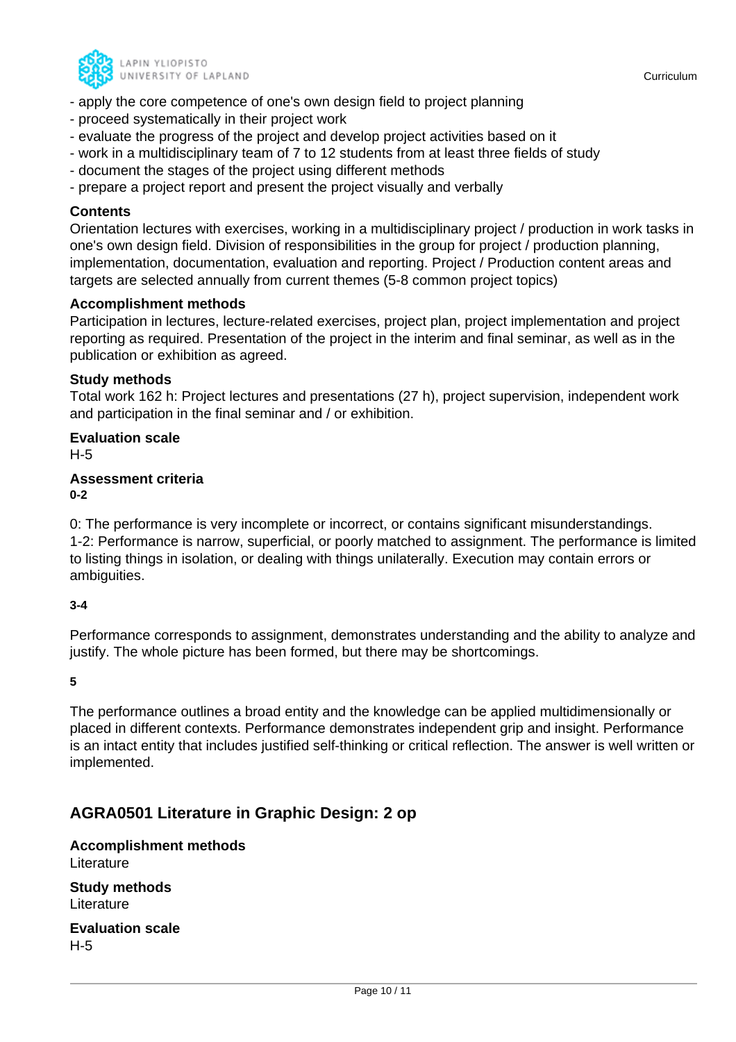- apply the core competence of one's own design field to project planning
- proceed systematically in their project work
- evaluate the progress of the project and develop project activities based on it
- work in a multidisciplinary team of 7 to 12 students from at least three fields of study
- document the stages of the project using different methods
- prepare a project report and present the project visually and verbally

**Contents**

Orientation lectures with exercises, working in a multidisciplinary project / production in work tasks in one's own design field. Division of responsibilities in the group for project / production planning, implementation, documentation, evaluation and reporting. Project / Production content areas and targets are selected annually from current themes (5-8 common project topics)

**Accomplishment methods**

Participation in lectures, lecture-related exercises, project plan, project implementation and project reporting as required. Presentation of the project in the interim and final seminar, as well as in the publication or exhibition as agreed.

**Study methods**

Total work 162 h: Project lectures and presentations (27 h), project supervision, independent work and participation in the final seminar and / or exhibition.

**Evaluation scale**

H-5

**Assessment criteria**

**0-2**

0: The performance is very incomplete or incorrect, or contains significant misunderstandings.
1-2: Performance is narrow, superficial, or poorly matched to assignment. The performance is limited to listing things in isolation, or dealing with things unilaterally. Execution may contain errors or ambiguities.

**3-4**

Performance corresponds to assignment, demonstrates understanding and the ability to analyze and justify. The whole picture has been formed, but there may be shortcomings.

**5**

The performance outlines a broad entity and the knowledge can be applied multidimensionally or placed in different contexts. Performance demonstrates independent grip and insight. Performance is an intact entity that includes justified self-thinking or critical reflection. The answer is well written or implemented.

## AGRA0501 Literature in Graphic Design: 2 op

**Accomplishment methods**

Literature

**Study methods**

Literature

**Evaluation scale**

H-5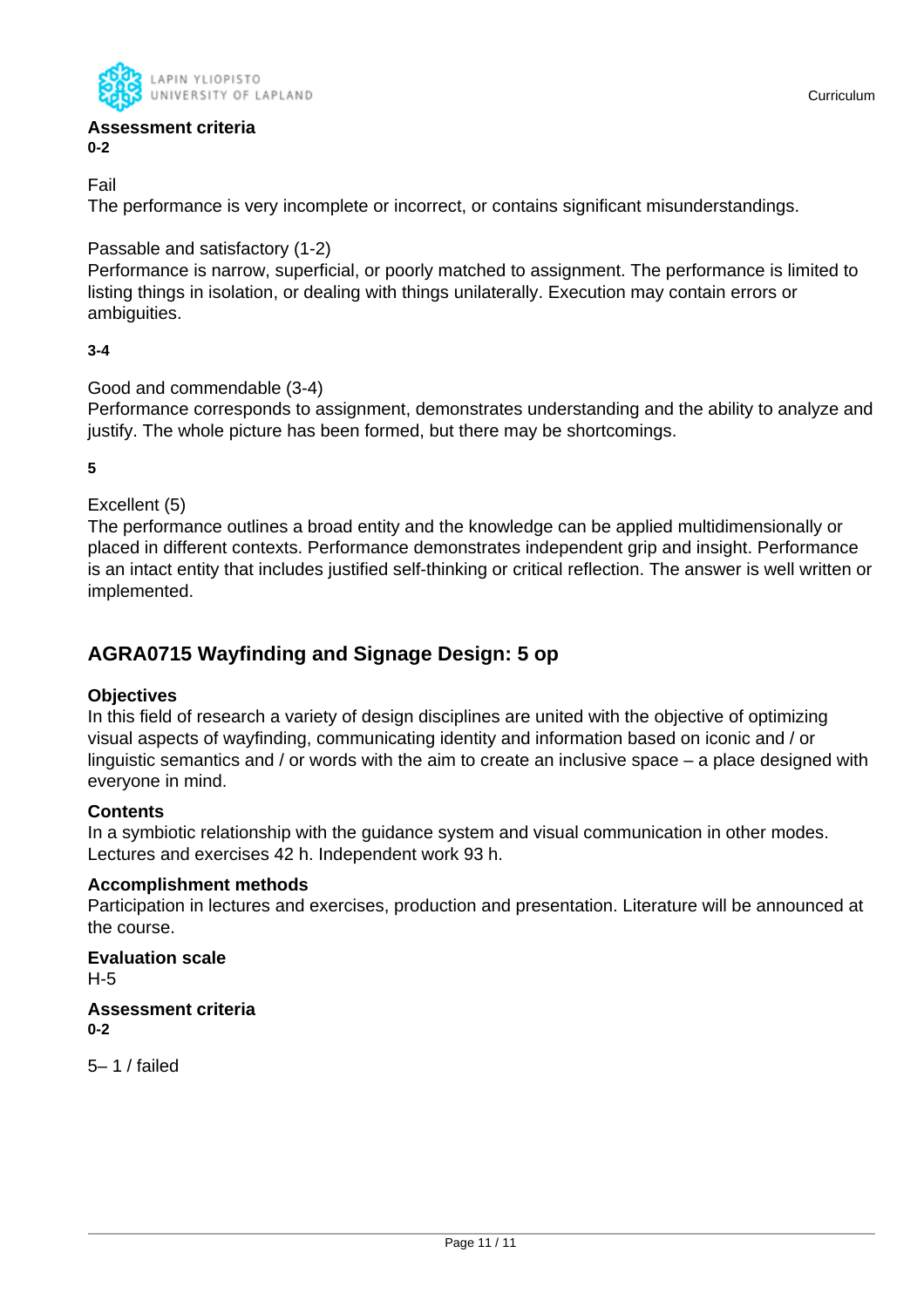**Assessment criteria**

**0-2**

Fail

The performance is very incomplete or incorrect, or contains significant misunderstandings.

Passable and satisfactory (1-2)

Performance is narrow, superficial, or poorly matched to assignment. The performance is limited to listing things in isolation, or dealing with things unilaterally. Execution may contain errors or ambiguities.

**3-4**

Good and commendable (3-4)

Performance corresponds to assignment, demonstrates understanding and the ability to analyze and justify. The whole picture has been formed, but there may be shortcomings.

**5**

Excellent (5)

The performance outlines a broad entity and the knowledge can be applied multidimensionally or placed in different contexts. Performance demonstrates independent grip and insight. Performance is an intact entity that includes justified self-thinking or critical reflection. The answer is well written or implemented.

## AGRA0715 Wayfinding and Signage Design: 5 op

**Objectives**

In this field of research a variety of design disciplines are united with the objective of optimizing visual aspects of wayfinding, communicating identity and information based on iconic and / or linguistic semantics and / or words with the aim to create an inclusive space – a place designed with everyone in mind.

**Contents**

In a symbiotic relationship with the guidance system and visual communication in other modes. Lectures and exercises 42 h. Independent work 93 h.

**Accomplishment methods**

Participation in lectures and exercises, production and presentation. Literature will be announced at the course.

**Evaluation scale**

H-5

**Assessment criteria**

**0-2**

5– 1 / failed